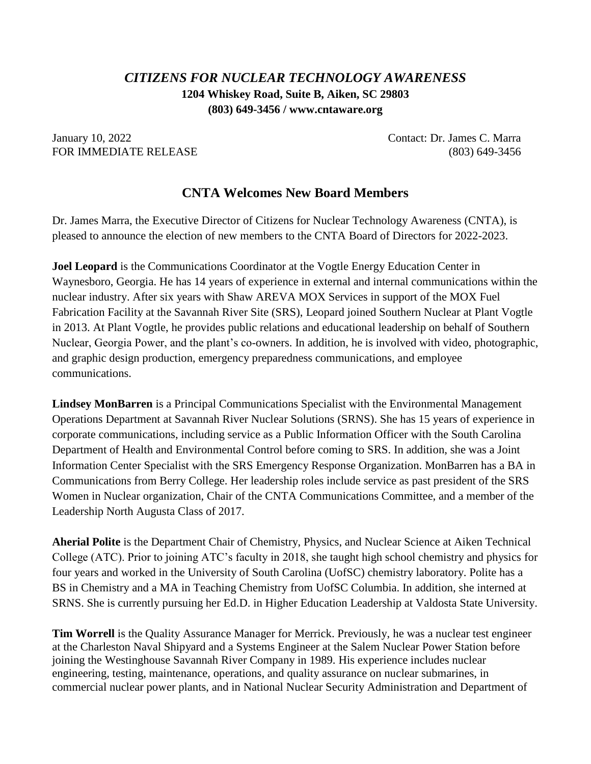*CITIZENS FOR NUCLEAR TECHNOLOGY AWARENESS*

**1204 Whiskey Road, Suite B, Aiken, SC 29803**

**(803) 649-3456 / www.cntaware.org**

January 10, 2022 Contact: Dr. James C. Marra

FOR IMMEDIATE RELEASE (803) 649-3456

## CNTA Welcomes New Board Members

Dr. James Marra, the Executive Director of Citizens for Nuclear Technology Awareness (CNTA), is pleased to announce the election of new members to the CNTA Board of Directors for 2022-2023.

**Joel Leopard** is the Communications Coordinator at the Vogtle Energy Education Center in Waynesboro, Georgia. He has 14 years of experience in external and internal communications within the nuclear industry. After six years with Shaw AREVA MOX Services in support of the MOX Fuel Fabrication Facility at the Savannah River Site (SRS), Leopard joined Southern Nuclear at Plant Vogtle in 2013. At Plant Vogtle, he provides public relations and educational leadership on behalf of Southern Nuclear, Georgia Power, and the plant's co-owners. In addition, he is involved with video, photographic, and graphic design production, emergency preparedness communications, and employee communications.

**Lindsey MonBarren** is a Principal Communications Specialist with the Environmental Management Operations Department at Savannah River Nuclear Solutions (SRNS). She has 15 years of experience in corporate communications, including service as a Public Information Officer with the South Carolina Department of Health and Environmental Control before coming to SRS. In addition, she was a Joint Information Center Specialist with the SRS Emergency Response Organization. MonBarren has a BA in Communications from Berry College. Her leadership roles include service as past president of the SRS Women in Nuclear organization, Chair of the CNTA Communications Committee, and a member of the Leadership North Augusta Class of 2017.

**Aherial Polite** is the Department Chair of Chemistry, Physics, and Nuclear Science at Aiken Technical College (ATC). Prior to joining ATC's faculty in 2018, she taught high school chemistry and physics for four years and worked in the University of South Carolina (UofSC) chemistry laboratory. Polite has a BS in Chemistry and a MA in Teaching Chemistry from UofSC Columbia. In addition, she interned at SRNS. She is currently pursuing her Ed.D. in Higher Education Leadership at Valdosta State University.

**Tim Worrell** is the Quality Assurance Manager for Merrick. Previously, he was a nuclear test engineer at the Charleston Naval Shipyard and a Systems Engineer at the Salem Nuclear Power Station before joining the Westinghouse Savannah River Company in 1989. His experience includes nuclear engineering, testing, maintenance, operations, and quality assurance on nuclear submarines, in commercial nuclear power plants, and in National Nuclear Security Administration and Department of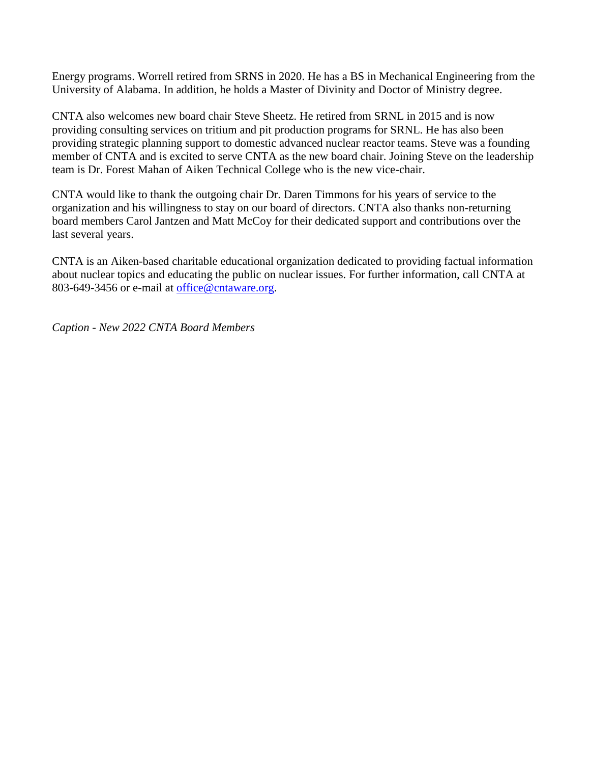Energy programs. Worrell retired from SRNS in 2020. He has a BS in Mechanical Engineering from the University of Alabama. In addition, he holds a Master of Divinity and Doctor of Ministry degree.

CNTA also welcomes new board chair Steve Sheetz. He retired from SRNL in 2015 and is now providing consulting services on tritium and pit production programs for SRNL. He has also been providing strategic planning support to domestic advanced nuclear reactor teams. Steve was a founding member of CNTA and is excited to serve CNTA as the new board chair. Joining Steve on the leadership team is Dr. Forest Mahan of Aiken Technical College who is the new vice-chair.

CNTA would like to thank the outgoing chair Dr. Daren Timmons for his years of service to the organization and his willingness to stay on our board of directors. CNTA also thanks non-returning board members Carol Jantzen and Matt McCoy for their dedicated support and contributions over the last several years.

CNTA is an Aiken-based charitable educational organization dedicated to providing factual information about nuclear topics and educating the public on nuclear issues. For further information, call CNTA at 803-649-3456 or e-mail at [office@cntaware.org](mailto:office@cntaware.org).

*Caption - New 2022 CNTA Board Members*